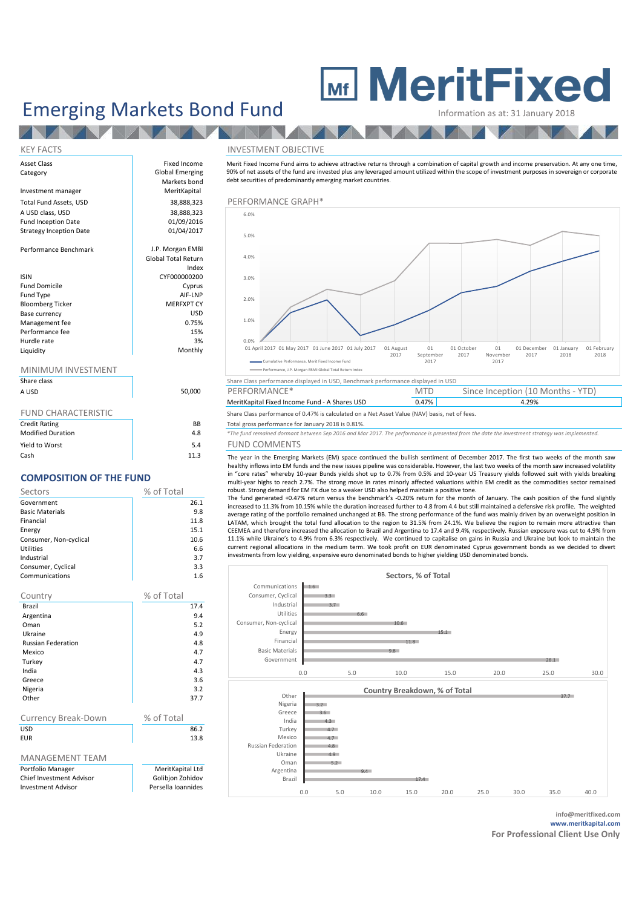# Emerging Markets Bond Fund

**MeritFixed**

Information as at: 31 January 2018

## KEY FACTS

| | |
|---|---|
| Asset Class | Fixed Income |
| Category | Global Emerging Markets bond |
| Investment manager | MeritKapital |
| Total Fund Assets, USD | 38,888,323 |
| A USD class, USD | 38,888,323 |
| Fund Inception Date | 01/09/2016 |
| Strategy Inception Date | 01/04/2017 |
| Performance Benchmark | J.P. Morgan EMBI Global Total Return Index |
| ISIN | CYF000000200 |
| Fund Domicile | Cyprus |
| Fund Type | AIF-LNP |
| Bloomberg Ticker | MERFXPT CY |
| Base currency | USD |
| Management fee | 0.75% |
| Performance fee | 15% |
| Hurdle rate | 3% |
| Liquidity | Monthly |

## MINIMUM INVESTMENT

| Share class | |
|---|---|
| A USD | 50,000 |

## FUND CHARACTERISTIC

| | |
|---|---|
| Credit Rating | BB |
| Modified Duration | 4.8 |
| Yield to Worst | 5.4 |
| Cash | 11.3 |

## COMPOSITION OF THE FUND

| Sectors | % of Total |
|---|---|
| Government | 26.1 |
| Basic Materials | 9.8 |
| Financial | 11.8 |
| Energy | 15.1 |
| Consumer, Non-cyclical | 10.6 |
| Utilities | 6.6 |
| Industrial | 3.7 |
| Consumer, Cyclical | 3.3 |
| Communications | 1.6 |

| Country | % of Total |
|---|---|
| Brazil | 17.4 |
| Argentina | 9.4 |
| Oman | 5.2 |
| Ukraine | 4.9 |
| Russian Federation | 4.8 |
| Mexico | 4.7 |
| Turkey | 4.7 |
| India | 4.3 |
| Greece | 3.6 |
| Nigeria | 3.2 |
| Other | 37.7 |

| Currency Break-Down | % of Total |
|---|---|
| USD | 86.2 |
| EUR | 13.8 |

## MANAGEMENT TEAM

| | |
|---|---|
| Portfolio Manager | MeritKapital Ltd |
| Chief Investment Advisor | Golibjon Zohidov |
| Investment Advisor | Persella Ioannides |

## INVESTMENT OBJECTIVE

Merit Fixed Income Fund aims to achieve attractive returns through a combination of capital growth and income preservation. At any one time, 90% of net assets of the fund are invested plus any leveraged amount utilized within the scope of investment purposes in sovereign or corporate debt securities of predominantly emerging market countries.

## PERFORMANCE GRAPH*

Cumulative Performance, Merit Fixed Income Fund
Performance, J.P. Morgan EMBI Global Total Return Index

Share Class performance displayed in USD, Benchmark performance displayed in USD

| PERFORMANCE* | MTD | Since Inception (10 Months - YTD) |
|---|---|---|
| MeritKapital Fixed Income Fund - A Shares USD | 0.47% | 4.29% |

Share Class performance of 0.47% is calculated on a Net Asset Value (NAV) basis, net of fees.

Total gross performance for January 2018 is 0.81%.

*\*The fund remained dormant between Sep 2016 and Mar 2017. The performance is presented from the date the investment strategy was implemented.*

## FUND COMMENTS

The year in the Emerging Markets (EM) space continued the bullish sentiment of December 2017. The first two weeks of the month saw healthy inflows into EM funds and the new issues pipeline was considerable. However, the last two weeks of the month saw increased volatility in "core rates" whereby 10-year Bunds yields shot up to 0.7% from 0.5% and 10-year US Treasury yields followed suit with yields breaking multi-year highs to reach 2.7%. The strong move in rates minorly affected valuations within EM credit as the commodities sector remained robust. Strong demand for EM FX due to a weaker USD also helped maintain a positive tone.

The fund generated +0.47% return versus the benchmark's -0.20% return for the month of January. The cash position of the fund slightly increased to 11.3% from 10.15% while the duration increased further to 4.8 from 4.4 but still maintained a defensive risk profile. The weighted average rating of the portfolio remained unchanged at BB. The strong performance of the fund was mainly driven by an overweight position in LATAM, which brought the total fund allocation to the region to 31.5% from 24.1%. We believe the region to remain more attractive than CEEMEA and therefore increased the allocation to Brazil and Argentina to 17.4 and 9.4%, respectively. Russian exposure was cut to 4.9% from 11.1% while Ukraine's to 4.9% from 6.3% respectively. We continued to capitalise on gains in Russia and Ukraine but look to maintain the current regional allocations in the medium term. We took profit on EUR denominated Cyprus government bonds as we decided to divert investments from low yielding, expensive euro denominated bonds to higher yielding USD denominated bonds.

**Sectors, % of Total**

**Country Breakdown, % of Total**

info@meritfixed.com
www.meritkapital.com
**For Professional Client Use Only**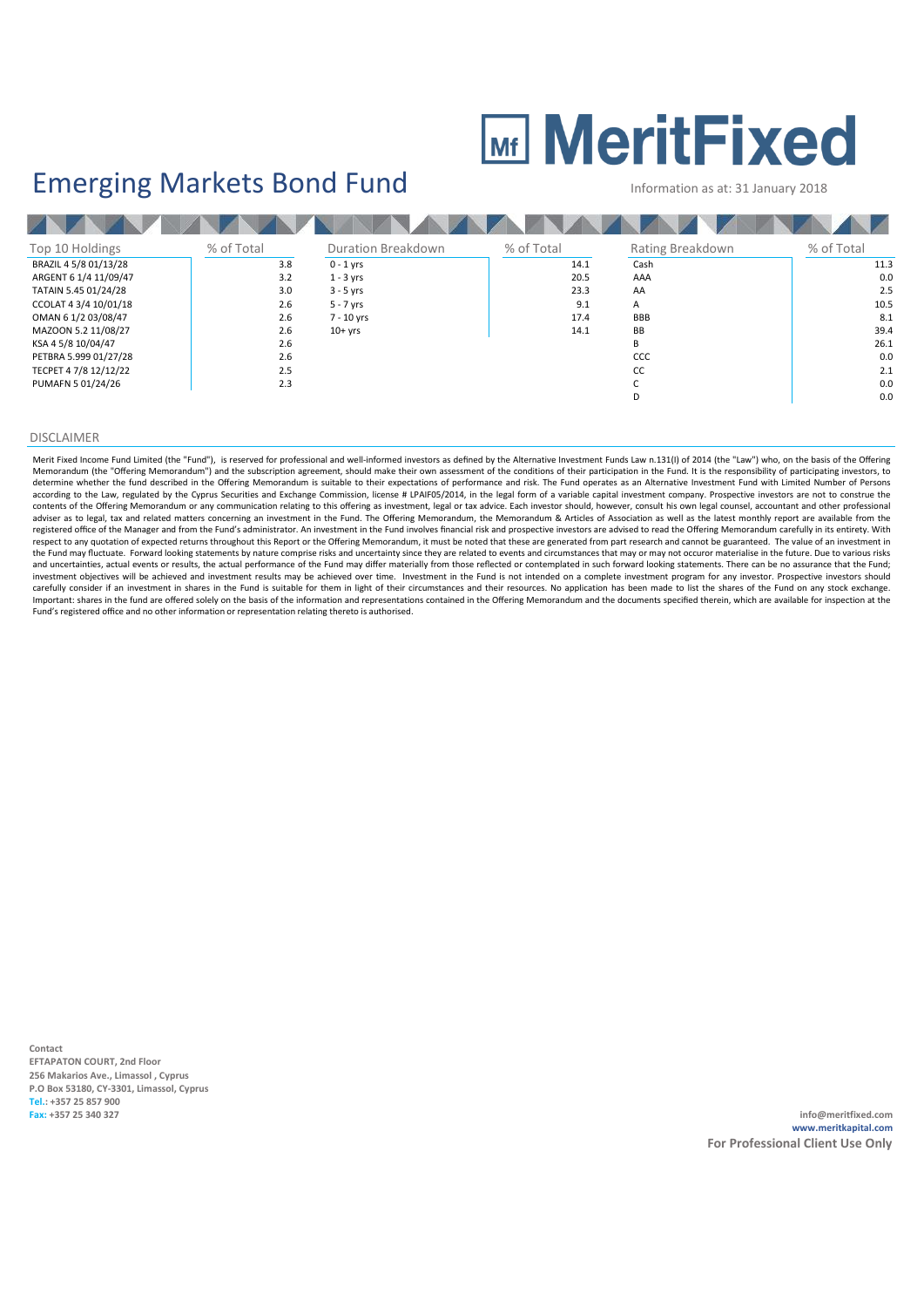# MeritFixed

## Emerging Markets Bond Fund

Information as at: 31 January 2018

| Top 10 Holdings | % of Total | Duration Breakdown | % of Total | Rating Breakdown | % of Total |
|---|---|---|---|---|---|
| BRAZIL 4 5/8 01/13/28 | 3.8 | 0 - 1 yrs | 14.1 | Cash | 11.3 |
| ARGENT 6 1/4 11/09/47 | 3.2 | 1 - 3 yrs | 20.5 | AAA | 0.0 |
| TATAIN 5.45 01/24/28 | 3.0 | 3 - 5 yrs | 23.3 | AA | 2.5 |
| CCOLAT 4 3/4 10/01/18 | 2.6 | 5 - 7 yrs | 9.1 | A | 10.5 |
| OMAN 6 1/2 03/08/47 | 2.6 | 7 - 10 yrs | 17.4 | BBB | 8.1 |
| MAZOON 5.2 11/08/27 | 2.6 | 10+ yrs | 14.1 | BB | 39.4 |
| KSA 4 5/8 10/04/47 | 2.6 | | | B | 26.1 |
| PETBRA 5.999 01/27/28 | 2.6 | | | CCC | 0.0 |
| TECPET 4 7/8 12/12/22 | 2.5 | | | CC | 2.1 |
| PUMAFN 5 01/24/26 | 2.3 | | | C | 0.0 |
| | | | | D | 0.0 |

### DISCLAIMER

Merit Fixed Income Fund Limited (the "Fund"), is reserved for professional and well-informed investors as defined by the Alternative Investment Funds Law n.131(I) of 2014 (the "Law") who, on the basis of the Offering Memorandum (the "Offering Memorandum") and the subscription agreement, should make their own assessment of the conditions of their participation in the Fund. It is the responsibility of participating investors, to determine whether the fund described in the Offering Memorandum is suitable to their expectations of performance and risk. The Fund operates as an Alternative Investment Fund with Limited Number of Persons according to the Law, regulated by the Cyprus Securities and Exchange Commission, license # LPAIF05/2014, in the legal form of a variable capital investment company. Prospective investors are not to construe the contents of the Offering Memorandum or any communication relating to this offering as investment, legal or tax advice. Each investor should, however, consult his own legal counsel, accountant and other professional adviser as to legal, tax and related matters concerning an investment in the Fund. The Offering Memorandum, the Memorandum & Articles of Association as well as the latest monthly report are available from the registered office of the Manager and from the Fund's administrator. An investment in the Fund involves financial risk and prospective investors are advised to read the Offering Memorandum carefully in its entirety. With respect to any quotation of expected returns throughout this Report or the Offering Memorandum, it must be noted that these are generated from part research and cannot be guaranteed. The value of an investment in the Fund may fluctuate. Forward looking statements by nature comprise risks and uncertainty since they are related to events and circumstances that may or may not occuror materialise in the future. Due to various risks and uncertainties, actual events or results, the actual performance of the Fund may differ materially from those reflected or contemplated in such forward looking statements. There can be no assurance that the Fund; investment objectives will be achieved and investment results may be achieved over time. Investment in the Fund is not intended on a complete investment program for any investor. Prospective investors should carefully consider if an investment in shares in the Fund is suitable for them in light of their circumstances and their resources. No application has been made to list the shares of the Fund on any stock exchange. Important: shares in the fund are offered solely on the basis of the information and representations contained in the Offering Memorandum and the documents specified therein, which are available for inspection at the Fund's registered office and no other information or representation relating thereto is authorised.

**Contact**
**EFTAPATON COURT, 2nd Floor**
**256 Makarios Ave., Limassol , Cyprus**
**P.O Box 53180, CY-3301, Limassol, Cyprus**
**Tel.: +357 25 857 900**
**Fax: +357 25 340 327**

**info@meritfixed.com**
**www.meritkapital.com**
**For Professional Client Use Only**